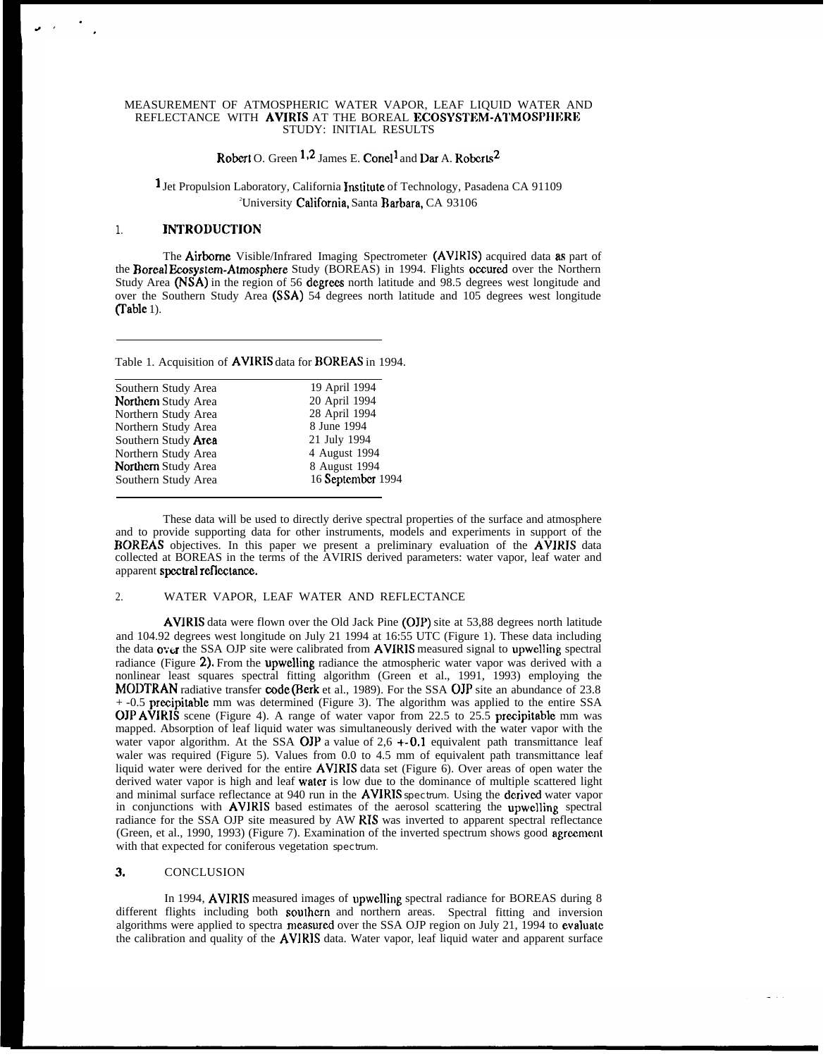# MEASUREMENT OF ATMOSPHERIC WATER VAPOR, LEAF LIQUID WATER AND REFLECTANCE WITH AVIRIS AT THE BOREAL ECOSYSTEM-ATMOSPHERE STUDY: INITIAL RESULTS

Robert O. Green [1,2] James E. Conel[1] and Dar A. Roberts[2]

[1] Jet Propulsion Laboratory, California Institute of Technology, Pasadena CA 91109
[2] University California, Santa Barbara, CA 93106

## 1. INTRODUCTION

The Airborne Visible/Infrared Imaging Spectrometer (AVIRIS) acquired data as part of the Boreal Ecosystem-Atmosphere Study (BOREAS) in 1994. Flights occured over the Northern Study Area (NSA) in the region of 56 degrees north latitude and 98.5 degrees west longitude and over the Southern Study Area (SSA) 54 degrees north latitude and 105 degrees west longitude (Table 1).

Table 1. Acquisition of AVIRIS data for BOREAS in 1994.

| | |
|---|---|
| Southern Study Area | 19 April 1994 |
| Northern Study Area | 20 April 1994 |
| Northern Study Area | 28 April 1994 |
| Northern Study Area | 8 June 1994 |
| Southern Study Area | 21 July 1994 |
| Northern Study Area | 4 August 1994 |
| Northern Study Area | 8 August 1994 |
| Southern Study Area | 16 September 1994 |

These data will be used to directly derive spectral properties of the surface and atmosphere and to provide supporting data for other instruments, models and experiments in support of the BOREAS objectives. In this paper we present a preliminary evaluation of the AVIRIS data collected at BOREAS in the terms of the AVIRIS derived parameters: water vapor, leaf water and apparent spectral reflectance.

## 2. WATER VAPOR, LEAF WATER AND REFLECTANCE

AVIRIS data were flown over the Old Jack Pine (OJP) site at 53,88 degrees north latitude and 104.92 degrees west longitude on July 21 1994 at 16:55 UTC (Figure 1). These data including the data over the SSA OJP site were calibrated from AVIRIS measured signal to upwelling spectral radiance (Figure 2). From the upwelling radiance the atmospheric water vapor was derived with a nonlinear least squares spectral fitting algorithm (Green et al., 1991, 1993) employing the MODTRAN radiative transfer code (Berk et al., 1989). For the SSA OJP site an abundance of 23.8 + -0.5 precipitable mm was determined (Figure 3). The algorithm was applied to the entire SSA OJP AVIRIS scene (Figure 4). A range of water vapor from 22.5 to 25.5 precipitable mm was mapped. Absorption of leaf liquid water was simultaneously derived with the water vapor with the water vapor algorithm. At the SSA OJP a value of 2,6 +-0.1 equivalent path transmittance leaf waler was required (Figure 5). Values from 0.0 to 4.5 mm of equivalent path transmittance leaf liquid water were derived for the entire AVIRIS data set (Figure 6). Over areas of open water the derived water vapor is high and leaf water is low due to the dominance of multiple scattered light and minimal surface reflectance at 940 run in the AVIRIS spectrum. Using the derived water vapor in conjunctions with AVIRIS based estimates of the aerosol scattering the upwelling spectral radiance for the SSA OJP site measured by AW RIS was inverted to apparent spectral reflectance (Green, et al., 1990, 1993) (Figure 7). Examination of the inverted spectrum shows good agreement with that expected for coniferous vegetation spectrum.

## 3. CONCLUSION

In 1994, AVIRIS measured images of upwelling spectral radiance for BOREAS during 8 different flights including both southern and northern areas. Spectral fitting and inversion algorithms were applied to spectra measured over the SSA OJP region on July 21, 1994 to evaluate the calibration and quality of the AVIRIS data. Water vapor, leaf liquid water and apparent surface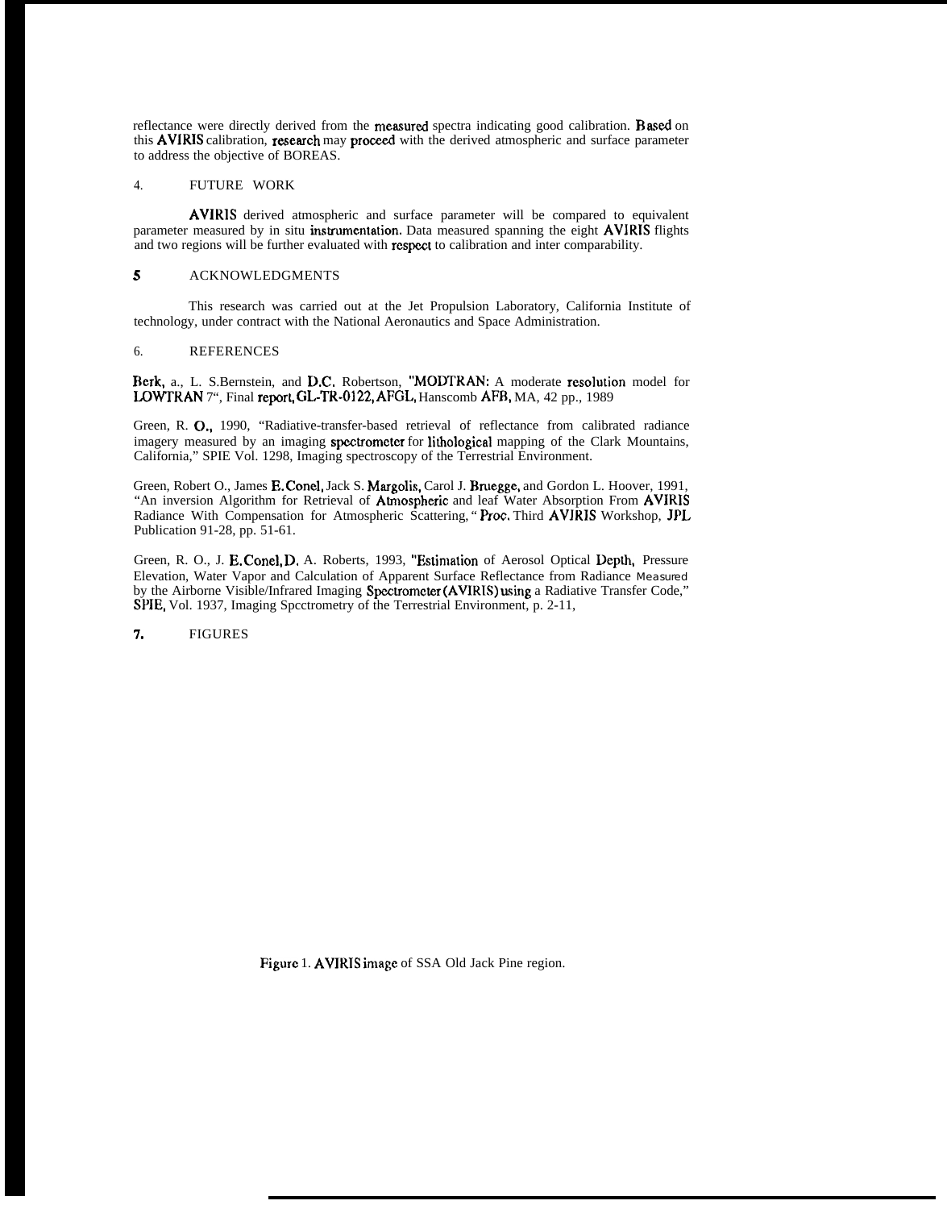reflectance were directly derived from the measured spectra indicating good calibration. Based on this AVIRIS calibration, research may proceed with the derived atmospheric and surface parameter to address the objective of BOREAS.

## 4. FUTURE WORK

AVIRIS derived atmospheric and surface parameter will be compared to equivalent parameter measured by in situ instrumentation. Data measured spanning the eight AVIRIS flights and two regions will be further evaluated with respect to calibration and inter comparability.

## 5 ACKNOWLEDGMENTS

This research was carried out at the Jet Propulsion Laboratory, California Institute of technology, under contract with the National Aeronautics and Space Administration.

## 6. REFERENCES

Berk, a., L. S.Bernstein, and D.C. Robertson, "MODTRAN: A moderate resolution model for LOWTRAN 7", Final report, GL-TR-0122, AFGL, Hanscomb AFB, MA, 42 pp., 1989

Green, R. O., 1990, "Radiative-transfer-based retrieval of reflectance from calibrated radiance imagery measured by an imaging spectrometer for lithological mapping of the Clark Mountains, California," SPIE Vol. 1298, Imaging spectroscopy of the Terrestrial Environment.

Green, Robert O., James E. Conel, Jack S. Margolis, Carol J. Bruegge, and Gordon L. Hoover, 1991, "An inversion Algorithm for Retrieval of Atmospheric and leaf Water Absorption From AVIRIS Radiance With Compensation for Atmospheric Scattering," Proc. Third AVIRIS Workshop, JPL Publication 91-28, pp. 51-61.

Green, R. O., J. E. Conel, D. A. Roberts, 1993, "Estimation of Aerosol Optical Depth, Pressure Elevation, Water Vapor and Calculation of Apparent Surface Reflectance from Radiance Measured by the Airborne Visible/Infrared Imaging Spectrometer (AVIRIS) using a Radiative Transfer Code," SPIE, Vol. 1937, Imaging Spcctrometry of the Terrestrial Environment, p. 2-11,

## 7. FIGURES

Figure 1. AVIRIS image of SSA Old Jack Pine region.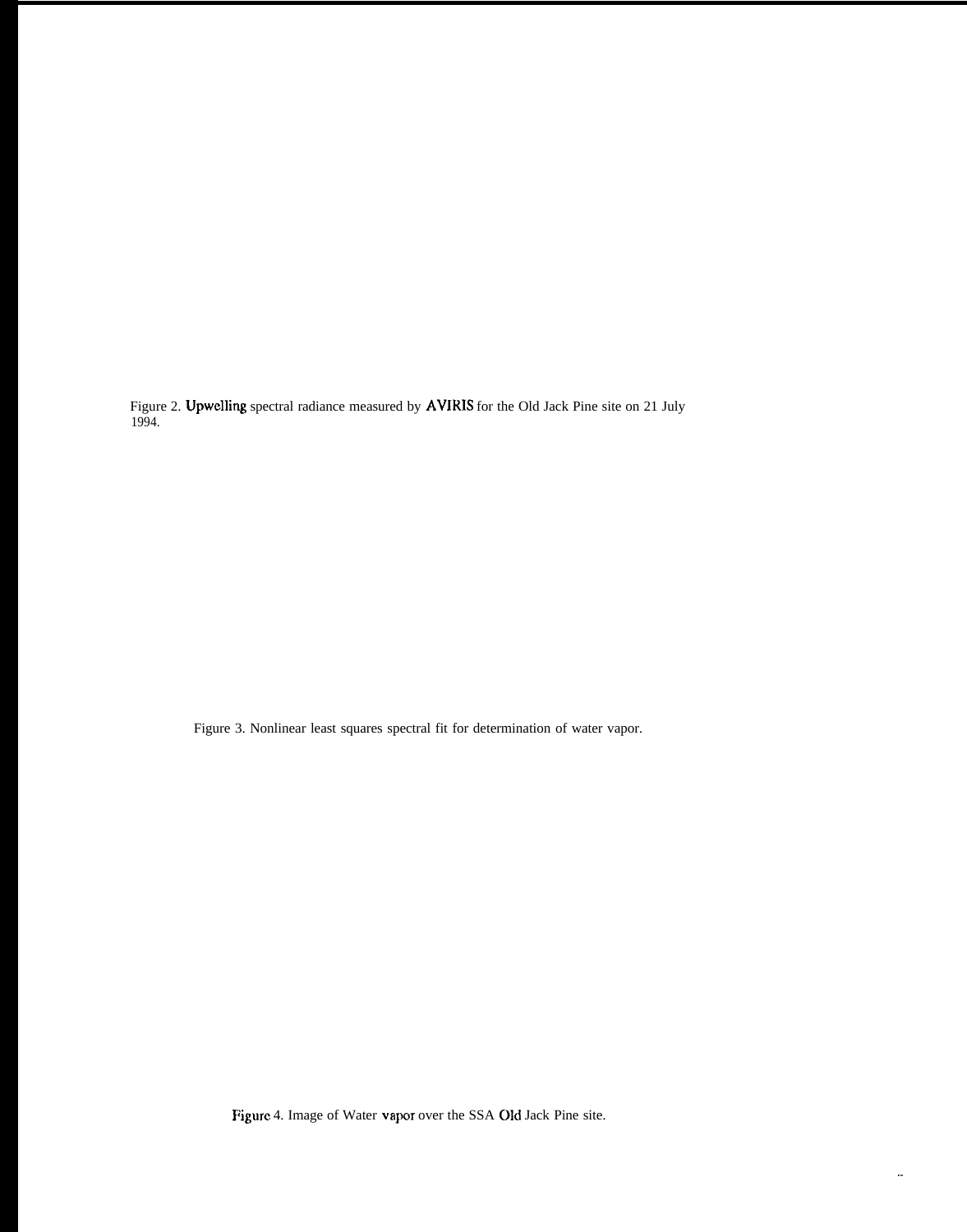Figure 2. Upwelling spectral radiance measured by AVIRIS for the Old Jack Pine site on 21 July 1994.

Figure 3. Nonlinear least squares spectral fit for determination of water vapor.

Figure 4. Image of Water vapor over the SSA Old Jack Pine site.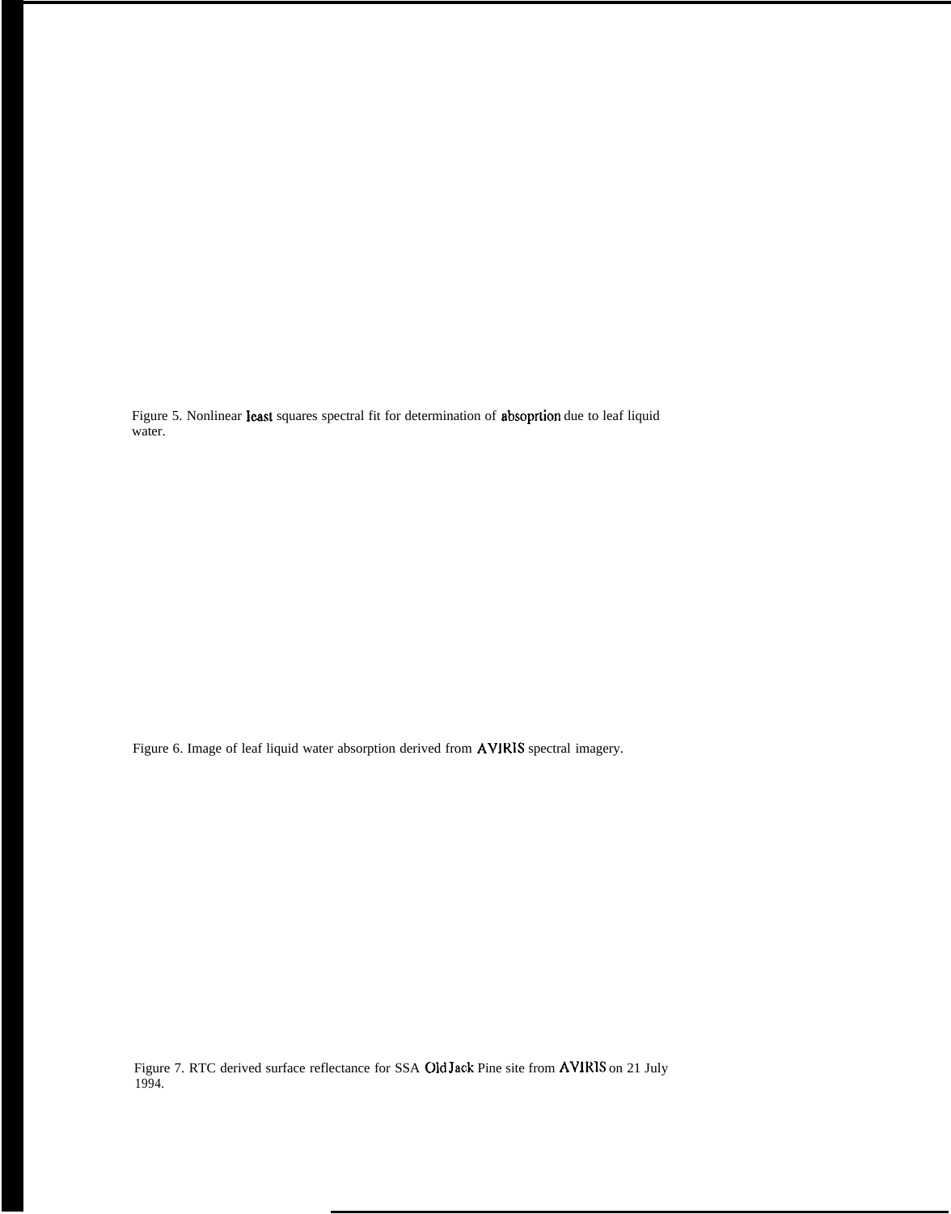Figure 5. Nonlinear least squares spectral fit for determination of absoprtion due to leaf liquid water.

Figure 6. Image of leaf liquid water absorption derived from AVIRIS spectral imagery.

Figure 7. RTC derived surface reflectance for SSA Old Jack Pine site from AVIRIS on 21 July 1994.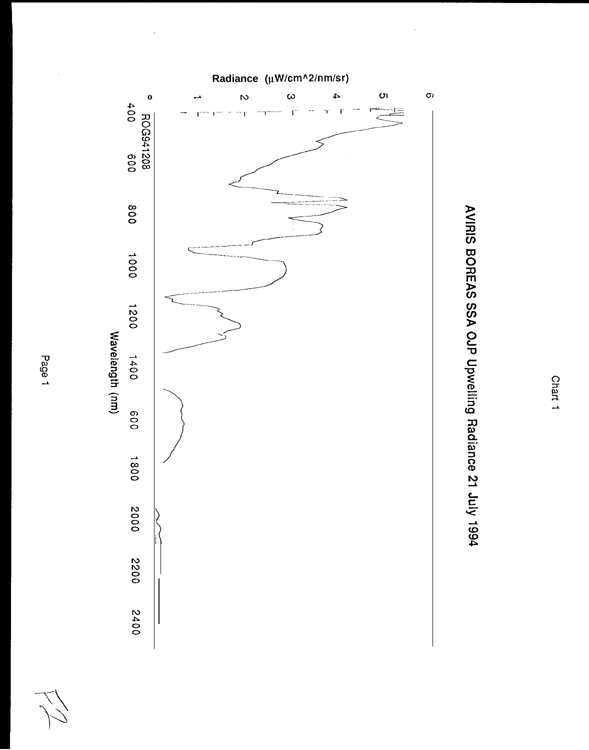Chart 1

# AVIRIS BOREAS SSA OJP Upwelling Radiance 21 July 1994

Radiance (μW/cm^2/nm/sr)

0 1 2 3 4 5 6

400 600 800 1000 1200 1400 1600 1800 2000 2200 2400

Wavelength (nm)

ROG941208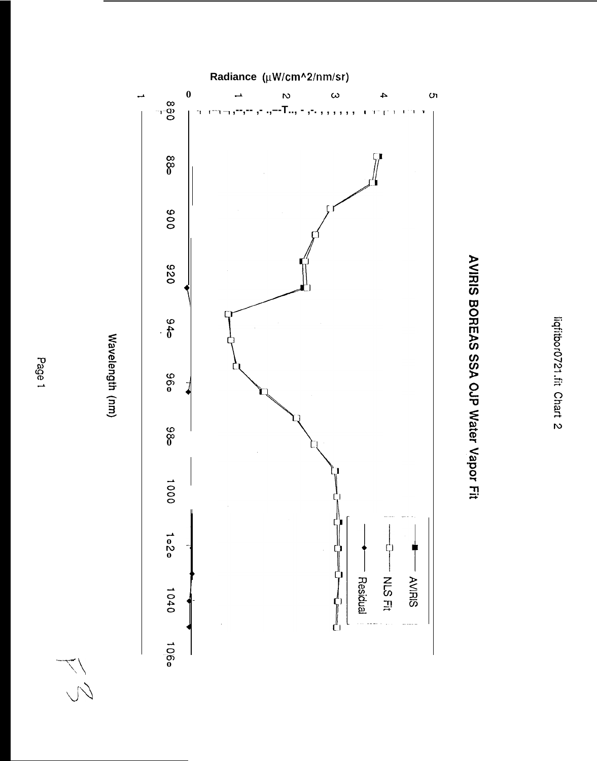liqfitbor0721.fit Chart 2

# AVIRIS BOREAS SSA OJP Water Vapor Fit

Radiance (μW/cm^2/nm/sr)

0 1 2 3 4 5

-1

860 880 900 920 940 960 980 1000 1020 1040 1060

Wavelength (nm)

AVIRIS

NLS Fit

Residual

F3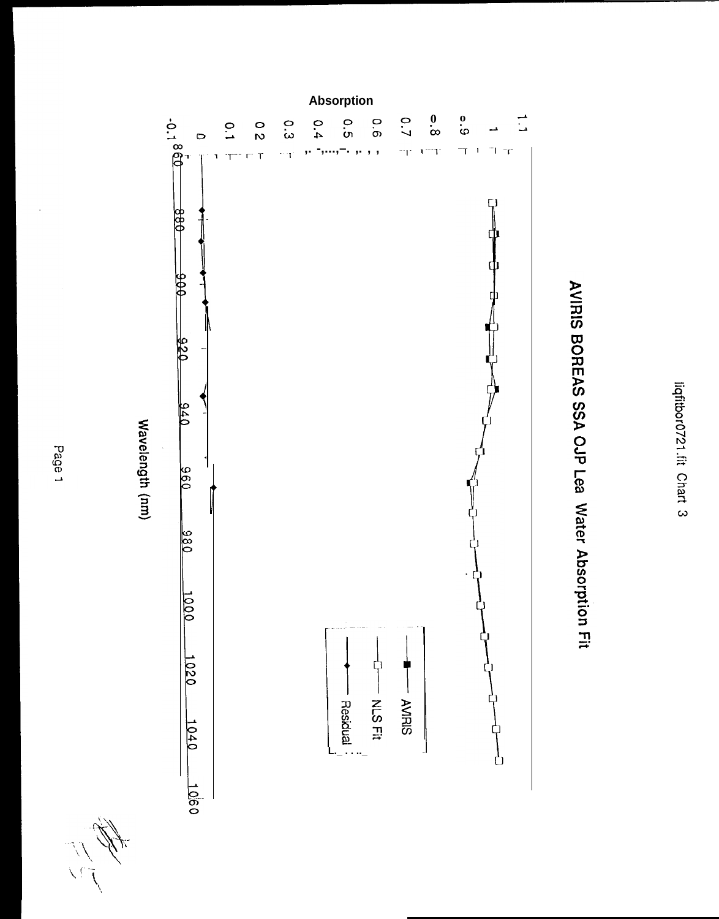liqfitbor0721.fit Chart 3

# AVIRIS BOREAS SSA OJP Lea Water Absorption Fit

Absorption

1.1
1
0.9
0.8
0.7
0.6
0.5
0.4
0.3
0.2
0.1
0
-0.1

860 880 900 920 940 960 980 1000 1020 1040 1060

Wavelength (nm)

- AVIRIS
- NLS Fit
- Residual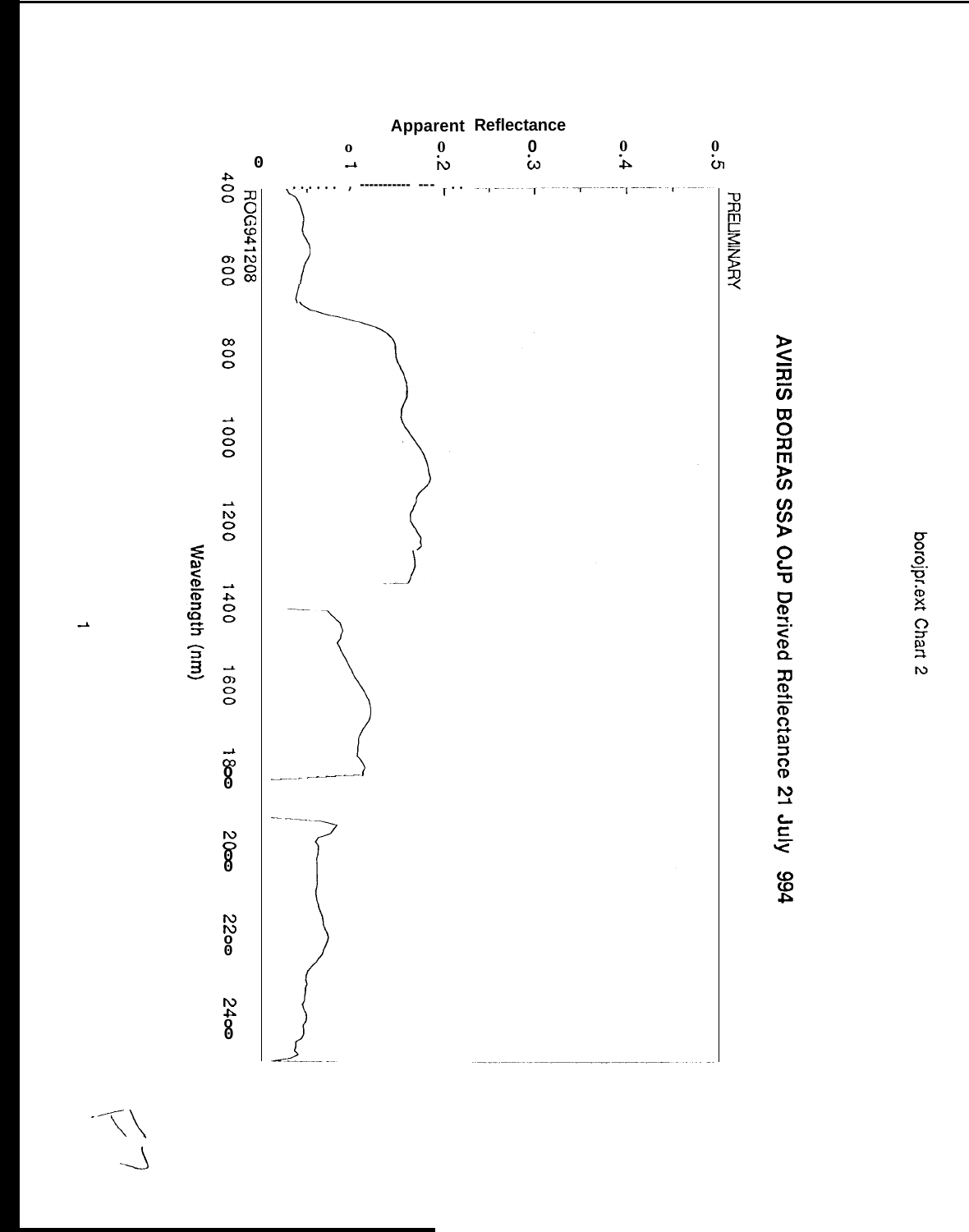borojpr.ext Chart 2

# AVIRIS BOREAS SSA OJP Derived Reflectance 21 July 994

PRELIMINARY

Apparent Reflectance

0.5
0.4
0.3
0.2
0.1
0

ROG941208

400
600
800
1000
1200
1400
1600
1800
2000
2200
2400

Wavelength (nm)